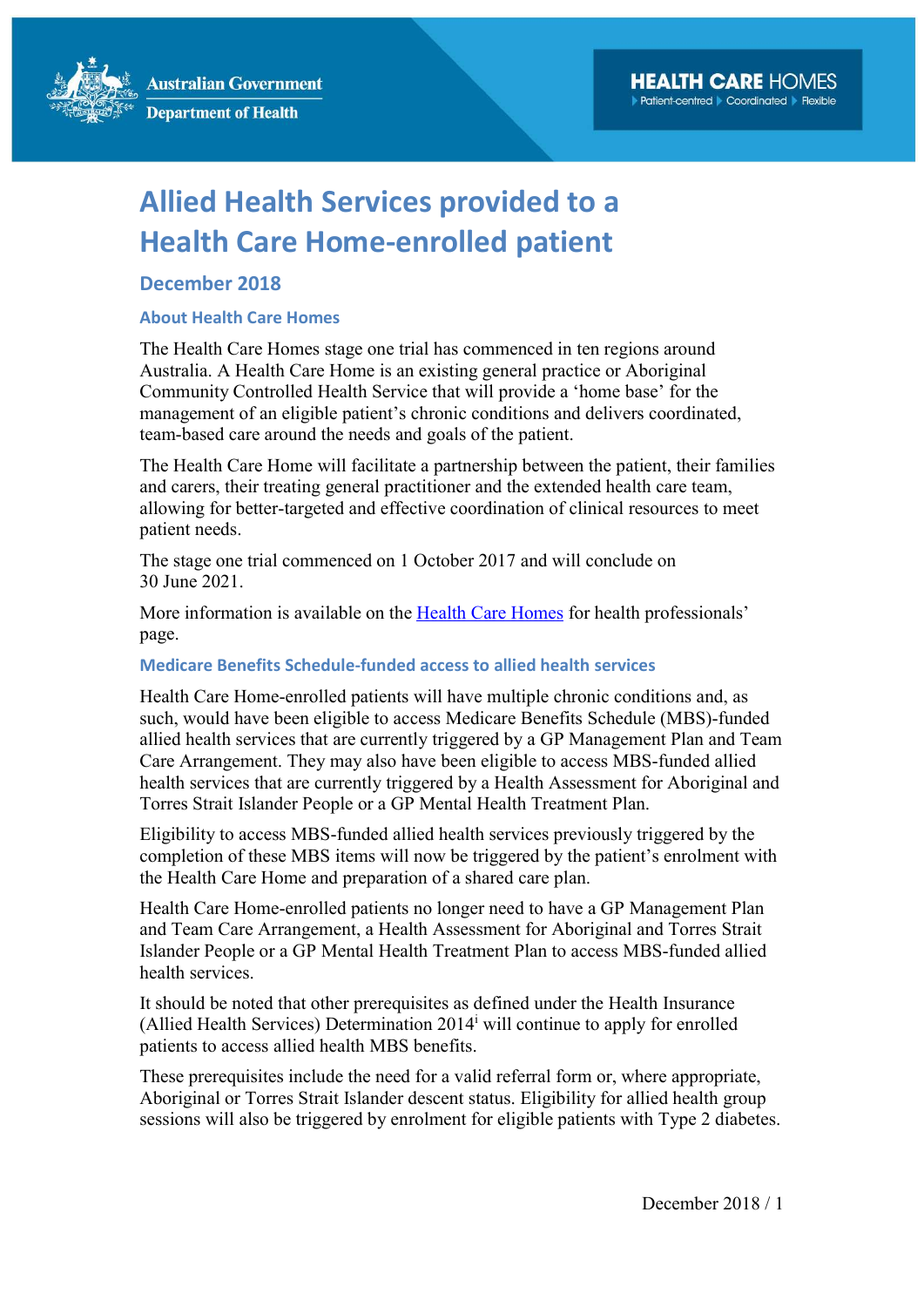Australian Government
Department of Health

HEALTH CARE HOMES
Patient-centred ▸ Coordinated ▸ Flexible

# Allied Health Services provided to a Health Care Home-enrolled patient

## December 2018

### About Health Care Homes

The Health Care Homes stage one trial has commenced in ten regions around Australia. A Health Care Home is an existing general practice or Aboriginal Community Controlled Health Service that will provide a 'home base' for the management of an eligible patient's chronic conditions and delivers coordinated, team-based care around the needs and goals of the patient.

The Health Care Home will facilitate a partnership between the patient, their families and carers, their treating general practitioner and the extended health care team, allowing for better-targeted and effective coordination of clinical resources to meet patient needs.

The stage one trial commenced on 1 October 2017 and will conclude on 30 June 2021.

More information is available on the [Health Care Homes](Health Care Homes) for health professionals' page.

### Medicare Benefits Schedule-funded access to allied health services

Health Care Home-enrolled patients will have multiple chronic conditions and, as such, would have been eligible to access Medicare Benefits Schedule (MBS)-funded allied health services that are currently triggered by a GP Management Plan and Team Care Arrangement. They may also have been eligible to access MBS-funded allied health services that are currently triggered by a Health Assessment for Aboriginal and Torres Strait Islander People or a GP Mental Health Treatment Plan.

Eligibility to access MBS-funded allied health services previously triggered by the completion of these MBS items will now be triggered by the patient's enrolment with the Health Care Home and preparation of a shared care plan.

Health Care Home-enrolled patients no longer need to have a GP Management Plan and Team Care Arrangement, a Health Assessment for Aboriginal and Torres Strait Islander People or a GP Mental Health Treatment Plan to access MBS-funded allied health services.

It should be noted that other prerequisites as defined under the Health Insurance (Allied Health Services) Determination 2014[i] will continue to apply for enrolled patients to access allied health MBS benefits.

These prerequisites include the need for a valid referral form or, where appropriate, Aboriginal or Torres Strait Islander descent status. Eligibility for allied health group sessions will also be triggered by enrolment for eligible patients with Type 2 diabetes.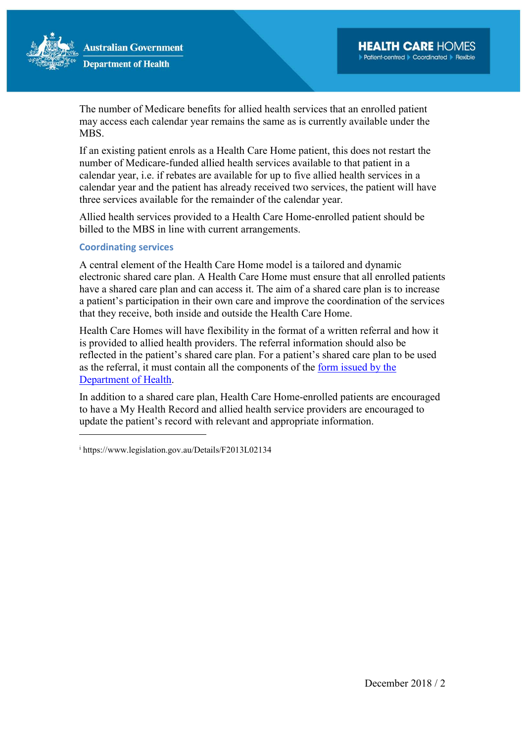The number of Medicare benefits for allied health services that an enrolled patient may access each calendar year remains the same as is currently available under the MBS.

If an existing patient enrols as a Health Care Home patient, this does not restart the number of Medicare-funded allied health services available to that patient in a calendar year, i.e. if rebates are available for up to five allied health services in a calendar year and the patient has already received two services, the patient will have three services available for the remainder of the calendar year.

Allied health services provided to a Health Care Home-enrolled patient should be billed to the MBS in line with current arrangements.

### Coordinating services

A central element of the Health Care Home model is a tailored and dynamic electronic shared care plan. A Health Care Home must ensure that all enrolled patients have a shared care plan and can access it. The aim of a shared care plan is to increase a patient's participation in their own care and improve the coordination of the services that they receive, both inside and outside the Health Care Home.

Health Care Homes will have flexibility in the format of a written referral and how it is provided to allied health providers. The referral information should also be reflected in the patient's shared care plan. For a patient's shared care plan to be used as the referral, it must contain all the components of the form issued by the Department of Health.

In addition to a shared care plan, Health Care Home-enrolled patients are encouraged to have a My Health Record and allied health service providers are encouraged to update the patient's record with relevant and appropriate information.

---

[i] https://www.legislation.gov.au/Details/F2013L02134